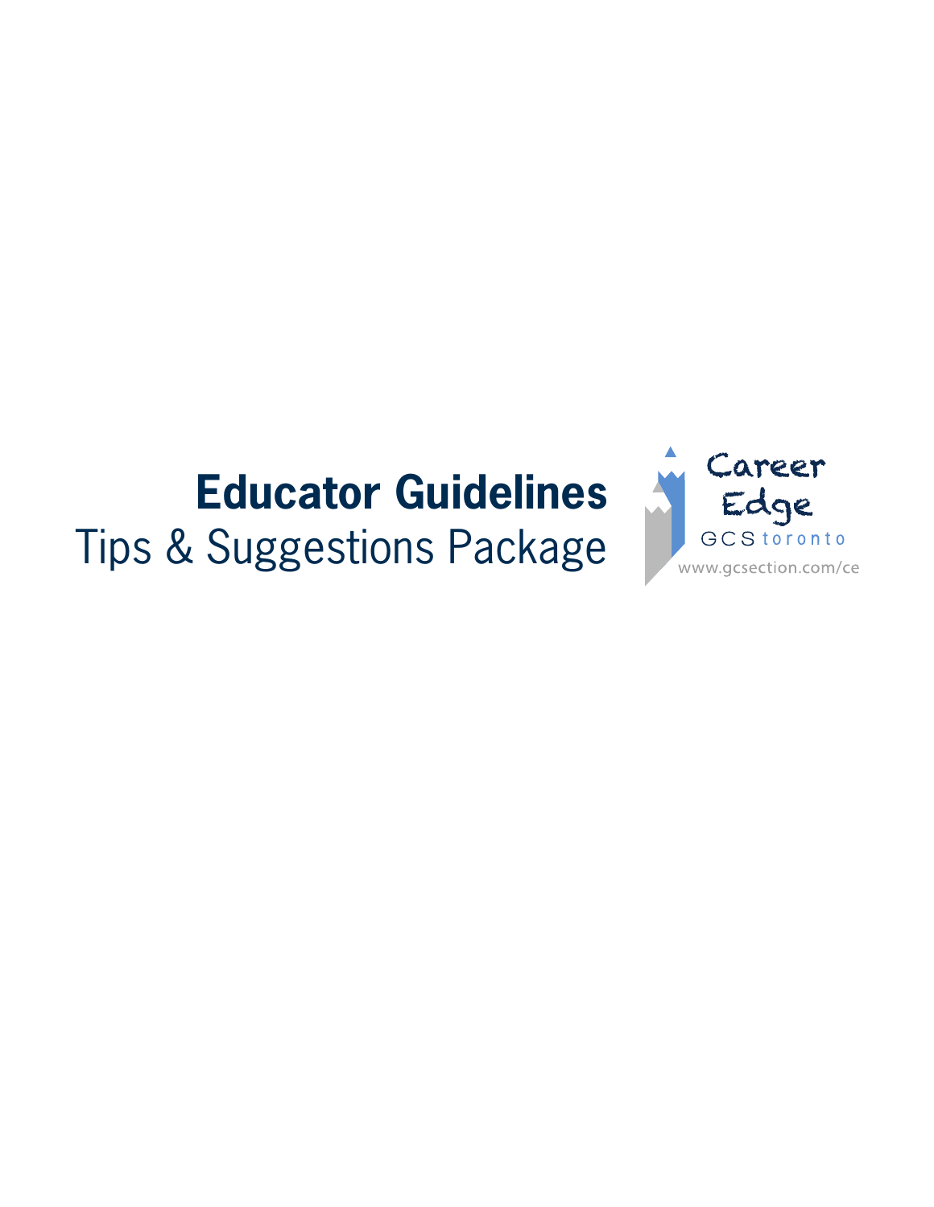# Educator Guidelines

Tips & Suggestions Package

Career Edge

GCS toronto

www.gcsection.com/ce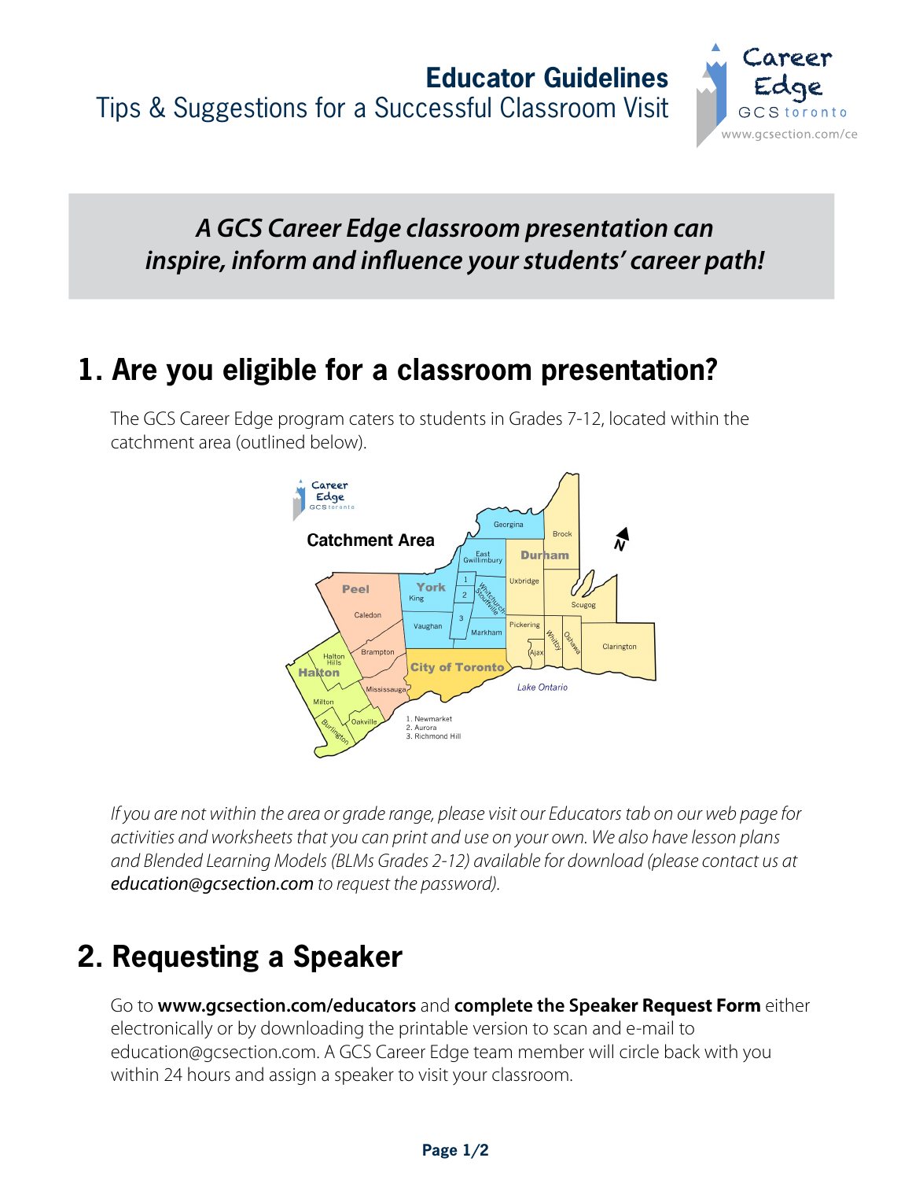# Educator Guidelines

Tips & Suggestions for a Successful Classroom Visit

***A GCS Career Edge classroom presentation can inspire, inform and influence your students' career path!***

## 1. Are you eligible for a classroom presentation?

The GCS Career Edge program caters to students in Grades 7-12, located within the catchment area (outlined below).

*If you are not within the area or grade range, please visit our Educators tab on our web page for activities and worksheets that you can print and use on your own. We also have lesson plans and Blended Learning Models (BLMs Grades 2-12) available for download (please contact us at* **education@gcsection.com** *to request the password).*

## 2. Requesting a Speaker

Go to **www.gcsection.com/educators** and **complete the Speaker Request Form** either electronically or by downloading the printable version to scan and e-mail to education@gcsection.com. A GCS Career Edge team member will circle back with you within 24 hours and assign a speaker to visit your classroom.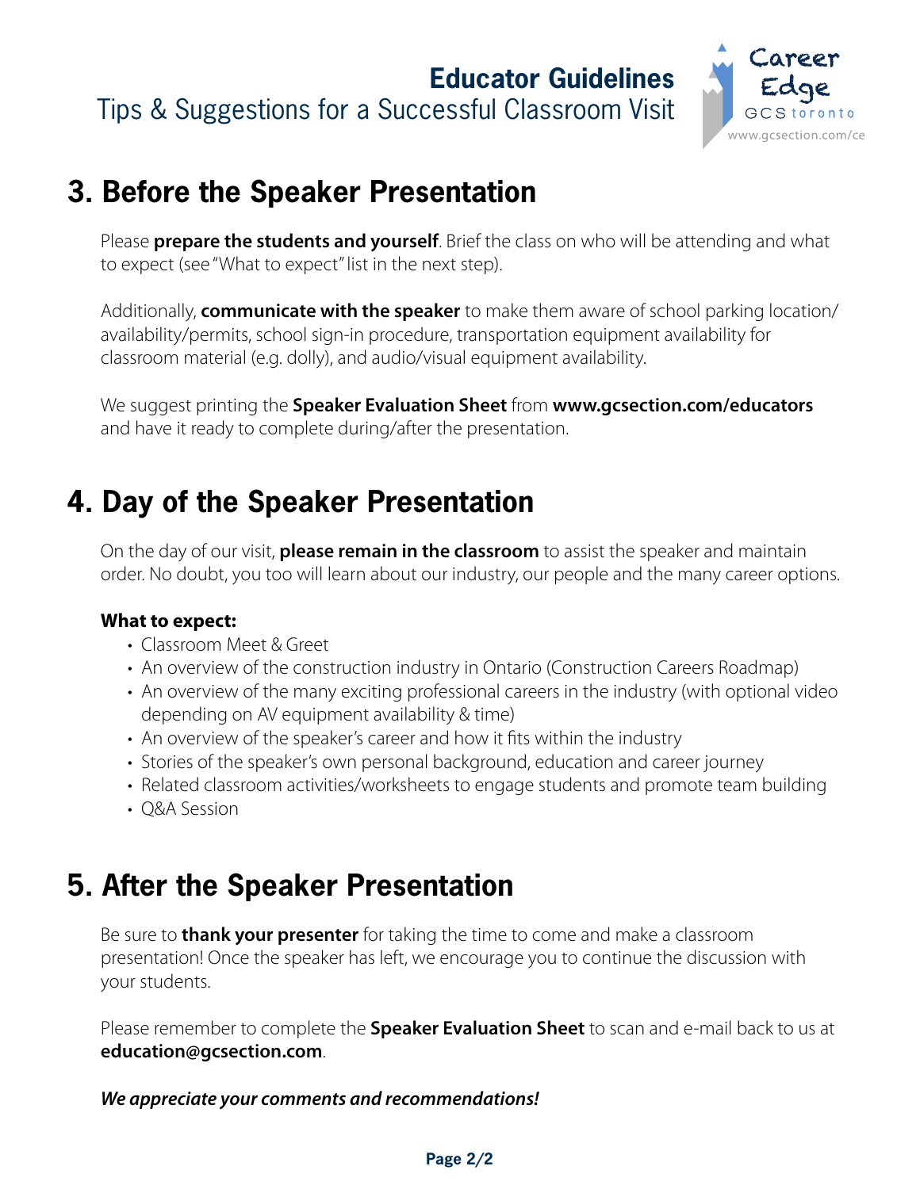# Educator Guidelines

Tips & Suggestions for a Successful Classroom Visit

## 3. Before the Speaker Presentation

Please **prepare the students and yourself**. Brief the class on who will be attending and what to expect (see "What to expect" list in the next step).

Additionally, **communicate with the speaker** to make them aware of school parking location/ availability/permits, school sign-in procedure, transportation equipment availability for classroom material (e.g. dolly), and audio/visual equipment availability.

We suggest printing the **Speaker Evaluation Sheet** from **www.gcsection.com/educators** and have it ready to complete during/after the presentation.

## 4. Day of the Speaker Presentation

On the day of our visit, **please remain in the classroom** to assist the speaker and maintain order. No doubt, you too will learn about our industry, our people and the many career options.

**What to expect:**

- Classroom Meet & Greet
- An overview of the construction industry in Ontario (Construction Careers Roadmap)
- An overview of the many exciting professional careers in the industry (with optional video depending on AV equipment availability & time)
- An overview of the speaker's career and how it fits within the industry
- Stories of the speaker's own personal background, education and career journey
- Related classroom activities/worksheets to engage students and promote team building
- Q&A Session

## 5. After the Speaker Presentation

Be sure to **thank your presenter** for taking the time to come and make a classroom presentation! Once the speaker has left, we encourage you to continue the discussion with your students.

Please remember to complete the **Speaker Evaluation Sheet** to scan and e-mail back to us at **education@gcsection.com**.

***We appreciate your comments and recommendations!***